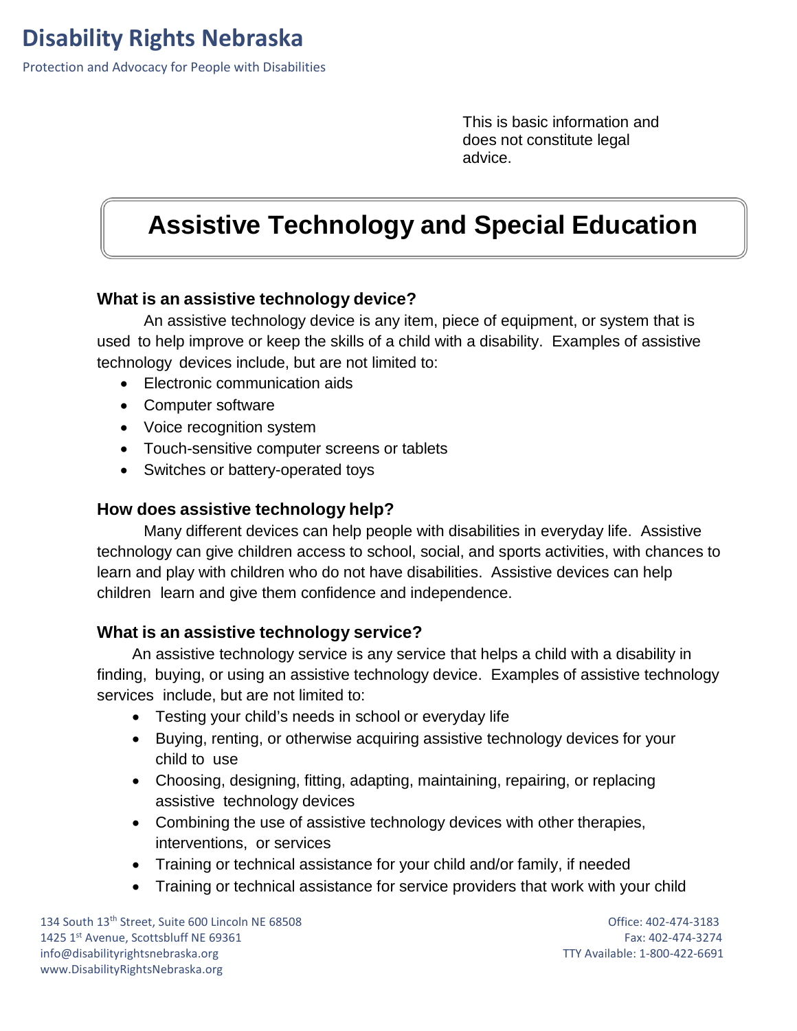# Disability Rights Nebraska

Protection and Advocacy for People with Disabilities

This is basic information and does not constitute legal advice.

## Assistive Technology and Special Education

### What is an assistive technology device?

An assistive technology device is any item, piece of equipment, or system that is used to help improve or keep the skills of a child with a disability. Examples of assistive technology devices include, but are not limited to:

- Electronic communication aids
- Computer software
- Voice recognition system
- Touch-sensitive computer screens or tablets
- Switches or battery-operated toys

### How does assistive technology help?

Many different devices can help people with disabilities in everyday life. Assistive technology can give children access to school, social, and sports activities, with chances to learn and play with children who do not have disabilities. Assistive devices can help children learn and give them confidence and independence.

### What is an assistive technology service?

An assistive technology service is any service that helps a child with a disability in finding, buying, or using an assistive technology device. Examples of assistive technology services include, but are not limited to:

- Testing your child's needs in school or everyday life
- Buying, renting, or otherwise acquiring assistive technology devices for your child to use
- Choosing, designing, fitting, adapting, maintaining, repairing, or replacing assistive technology devices
- Combining the use of assistive technology devices with other therapies, interventions, or services
- Training or technical assistance for your child and/or family, if needed
- Training or technical assistance for service providers that work with your child

134 South 13th Street, Suite 600 Lincoln NE 68508
1425 1st Avenue, Scottsbluff NE 69361
info@disabilityrightsnebraska.org
www.DisabilityRightsNebraska.org

Office: 402-474-3183
Fax: 402-474-3274
TTY Available: 1-800-422-6691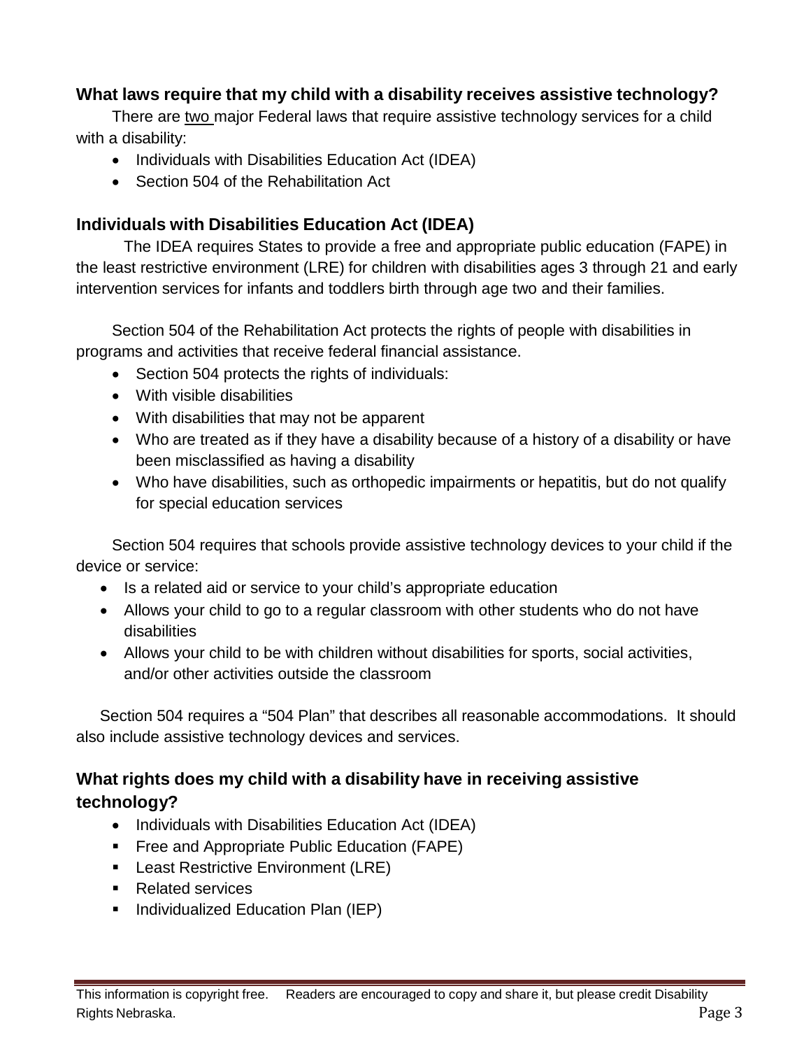### What laws require that my child with a disability receives assistive technology?

There are two major Federal laws that require assistive technology services for a child with a disability:

- Individuals with Disabilities Education Act (IDEA)
- Section 504 of the Rehabilitation Act

### Individuals with Disabilities Education Act (IDEA)

The IDEA requires States to provide a free and appropriate public education (FAPE) in the least restrictive environment (LRE) for children with disabilities ages 3 through 21 and early intervention services for infants and toddlers birth through age two and their families.

Section 504 of the Rehabilitation Act protects the rights of people with disabilities in programs and activities that receive federal financial assistance.

- Section 504 protects the rights of individuals:
- With visible disabilities
- With disabilities that may not be apparent
- Who are treated as if they have a disability because of a history of a disability or have been misclassified as having a disability
- Who have disabilities, such as orthopedic impairments or hepatitis, but do not qualify for special education services

Section 504 requires that schools provide assistive technology devices to your child if the device or service:

- Is a related aid or service to your child's appropriate education
- Allows your child to go to a regular classroom with other students who do not have disabilities
- Allows your child to be with children without disabilities for sports, social activities, and/or other activities outside the classroom

Section 504 requires a "504 Plan" that describes all reasonable accommodations. It should also include assistive technology devices and services.

### What rights does my child with a disability have in receiving assistive technology?

- Individuals with Disabilities Education Act (IDEA)
  - Free and Appropriate Public Education (FAPE)
  - Least Restrictive Environment (LRE)
  - Related services
  - Individualized Education Plan (IEP)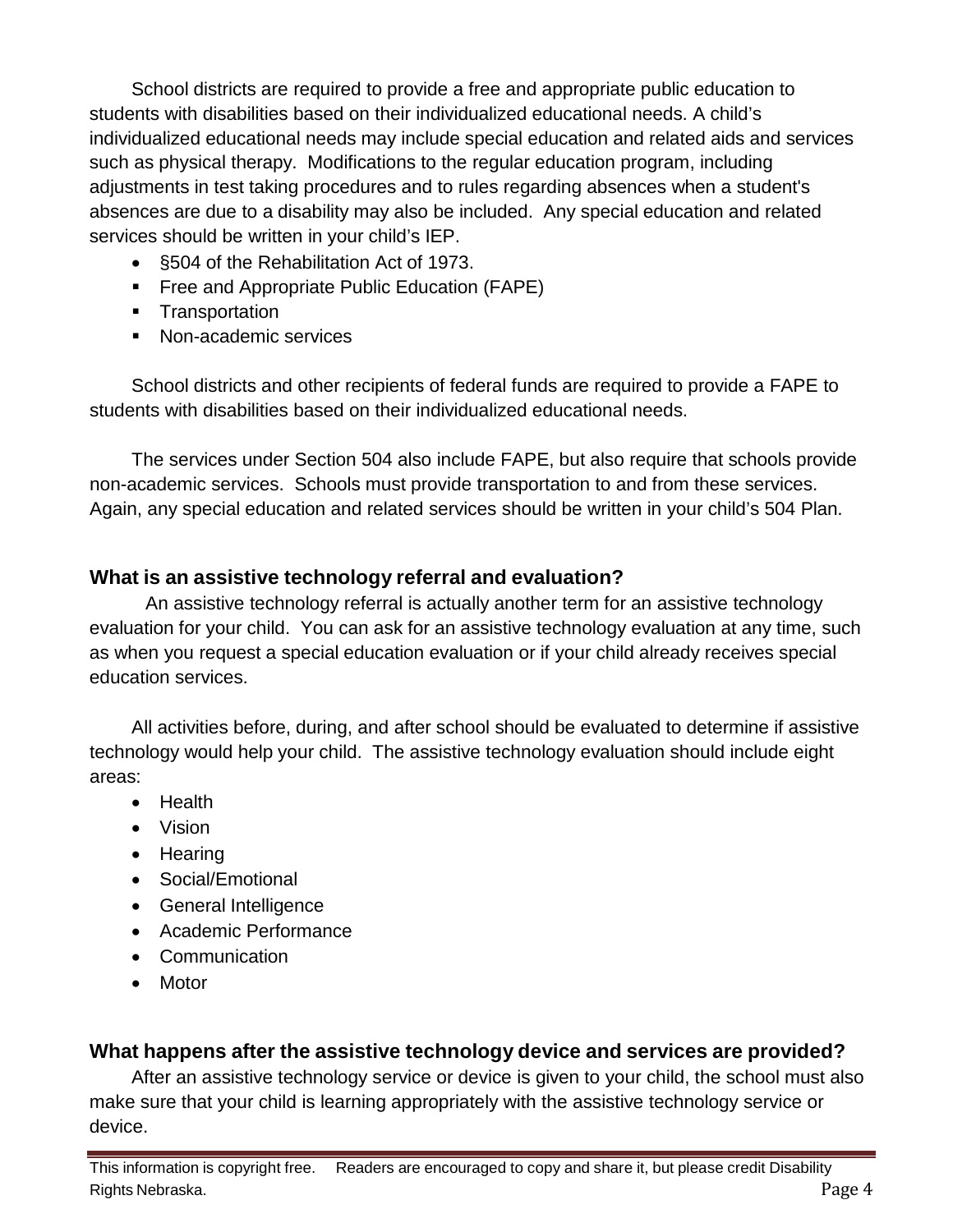School districts are required to provide a free and appropriate public education to students with disabilities based on their individualized educational needs. A child's individualized educational needs may include special education and related aids and services such as physical therapy. Modifications to the regular education program, including adjustments in test taking procedures and to rules regarding absences when a student's absences are due to a disability may also be included. Any special education and related services should be written in your child's IEP.

- §504 of the Rehabilitation Act of 1973.
  - Free and Appropriate Public Education (FAPE)
  - Transportation
  - Non-academic services

School districts and other recipients of federal funds are required to provide a FAPE to students with disabilities based on their individualized educational needs.

The services under Section 504 also include FAPE, but also require that schools provide non-academic services. Schools must provide transportation to and from these services. Again, any special education and related services should be written in your child's 504 Plan.

## What is an assistive technology referral and evaluation?

An assistive technology referral is actually another term for an assistive technology evaluation for your child. You can ask for an assistive technology evaluation at any time, such as when you request a special education evaluation or if your child already receives special education services.

All activities before, during, and after school should be evaluated to determine if assistive technology would help your child. The assistive technology evaluation should include eight areas:

- Health
- Vision
- Hearing
- Social/Emotional
- General Intelligence
- Academic Performance
- Communication
- Motor

## What happens after the assistive technology device and services are provided?

After an assistive technology service or device is given to your child, the school must also make sure that your child is learning appropriately with the assistive technology service or device.

This information is copyright free. Readers are encouraged to copy and share it, but please credit Disability Rights Nebraska.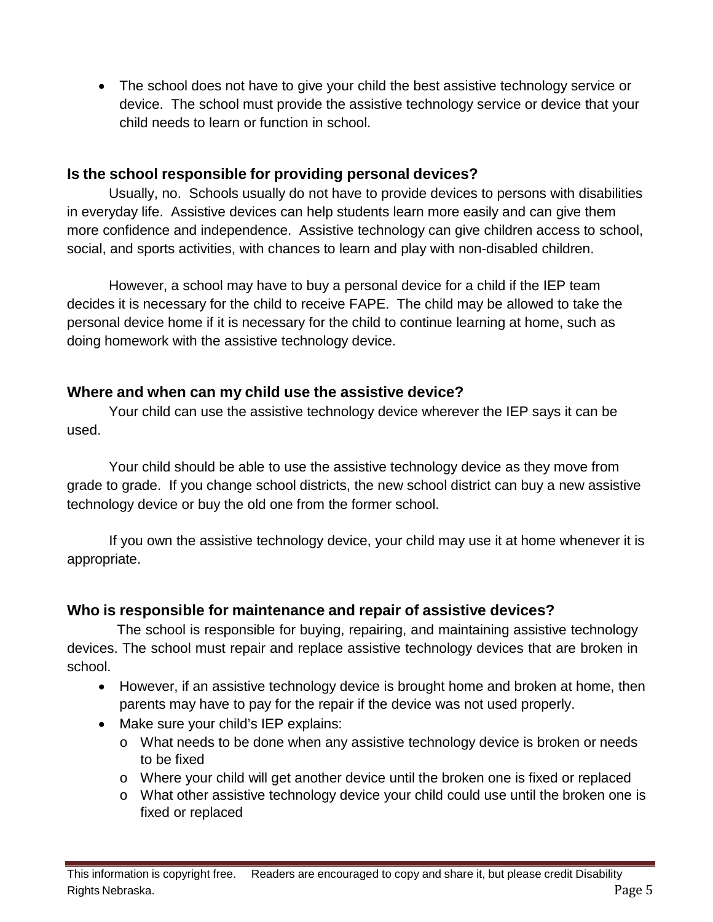- The school does not have to give your child the best assistive technology service or device. The school must provide the assistive technology service or device that your child needs to learn or function in school.

## Is the school responsible for providing personal devices?

Usually, no. Schools usually do not have to provide devices to persons with disabilities in everyday life. Assistive devices can help students learn more easily and can give them more confidence and independence. Assistive technology can give children access to school, social, and sports activities, with chances to learn and play with non-disabled children.

However, a school may have to buy a personal device for a child if the IEP team decides it is necessary for the child to receive FAPE. The child may be allowed to take the personal device home if it is necessary for the child to continue learning at home, such as doing homework with the assistive technology device.

## Where and when can my child use the assistive device?

Your child can use the assistive technology device wherever the IEP says it can be used.

Your child should be able to use the assistive technology device as they move from grade to grade. If you change school districts, the new school district can buy a new assistive technology device or buy the old one from the former school.

If you own the assistive technology device, your child may use it at home whenever it is appropriate.

## Who is responsible for maintenance and repair of assistive devices?

The school is responsible for buying, repairing, and maintaining assistive technology devices. The school must repair and replace assistive technology devices that are broken in school.

- However, if an assistive technology device is brought home and broken at home, then parents may have to pay for the repair if the device was not used properly.
- Make sure your child's IEP explains:
  - What needs to be done when any assistive technology device is broken or needs to be fixed
  - Where your child will get another device until the broken one is fixed or replaced
  - What other assistive technology device your child could use until the broken one is fixed or replaced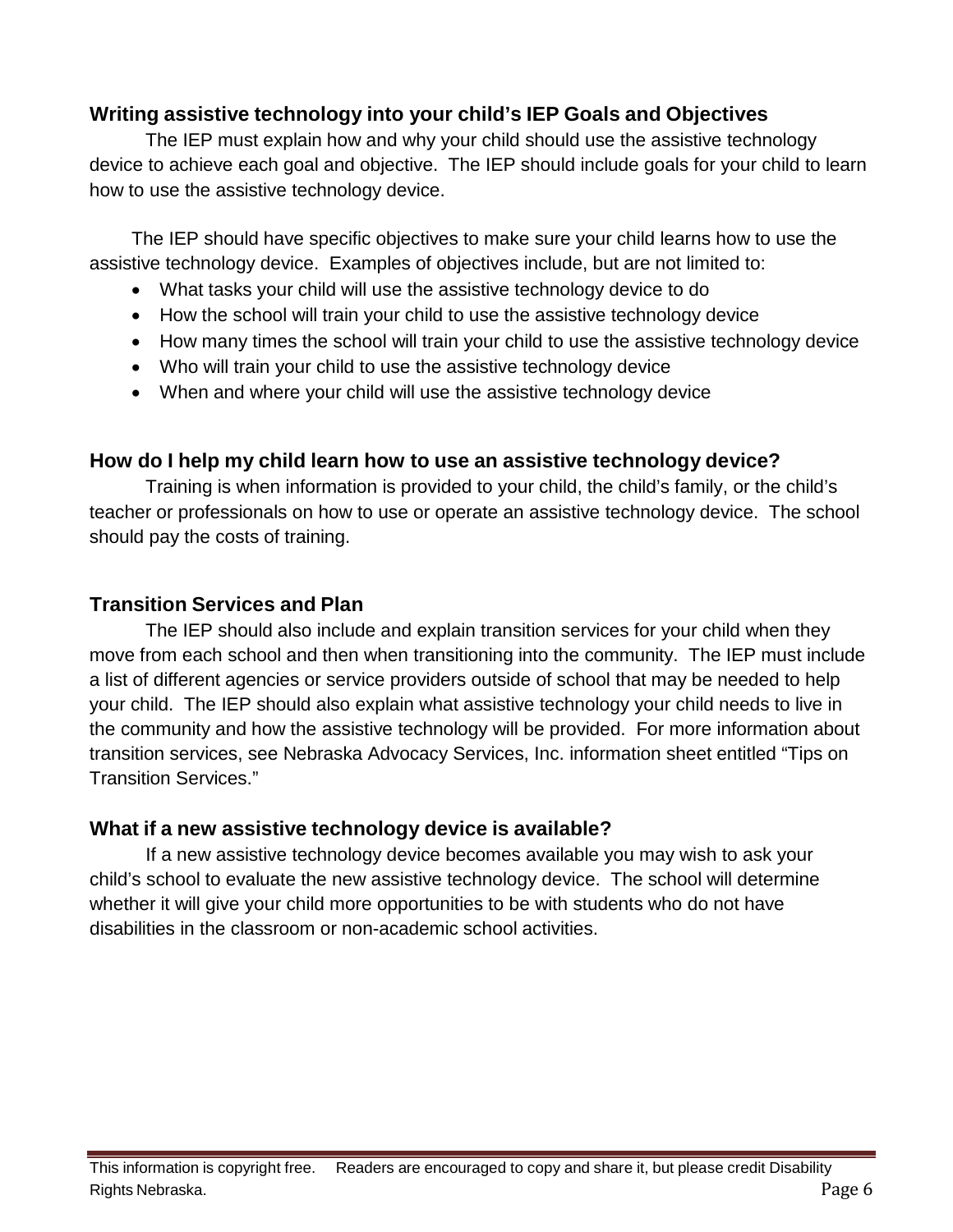### Writing assistive technology into your child's IEP Goals and Objectives

The IEP must explain how and why your child should use the assistive technology device to achieve each goal and objective. The IEP should include goals for your child to learn how to use the assistive technology device.

The IEP should have specific objectives to make sure your child learns how to use the assistive technology device. Examples of objectives include, but are not limited to:

- What tasks your child will use the assistive technology device to do
- How the school will train your child to use the assistive technology device
- How many times the school will train your child to use the assistive technology device
- Who will train your child to use the assistive technology device
- When and where your child will use the assistive technology device

### How do I help my child learn how to use an assistive technology device?

Training is when information is provided to your child, the child's family, or the child's teacher or professionals on how to use or operate an assistive technology device. The school should pay the costs of training.

### Transition Services and Plan

The IEP should also include and explain transition services for your child when they move from each school and then when transitioning into the community. The IEP must include a list of different agencies or service providers outside of school that may be needed to help your child. The IEP should also explain what assistive technology your child needs to live in the community and how the assistive technology will be provided. For more information about transition services, see Nebraska Advocacy Services, Inc. information sheet entitled "Tips on Transition Services."

### What if a new assistive technology device is available?

If a new assistive technology device becomes available you may wish to ask your child's school to evaluate the new assistive technology device. The school will determine whether it will give your child more opportunities to be with students who do not have disabilities in the classroom or non-academic school activities.